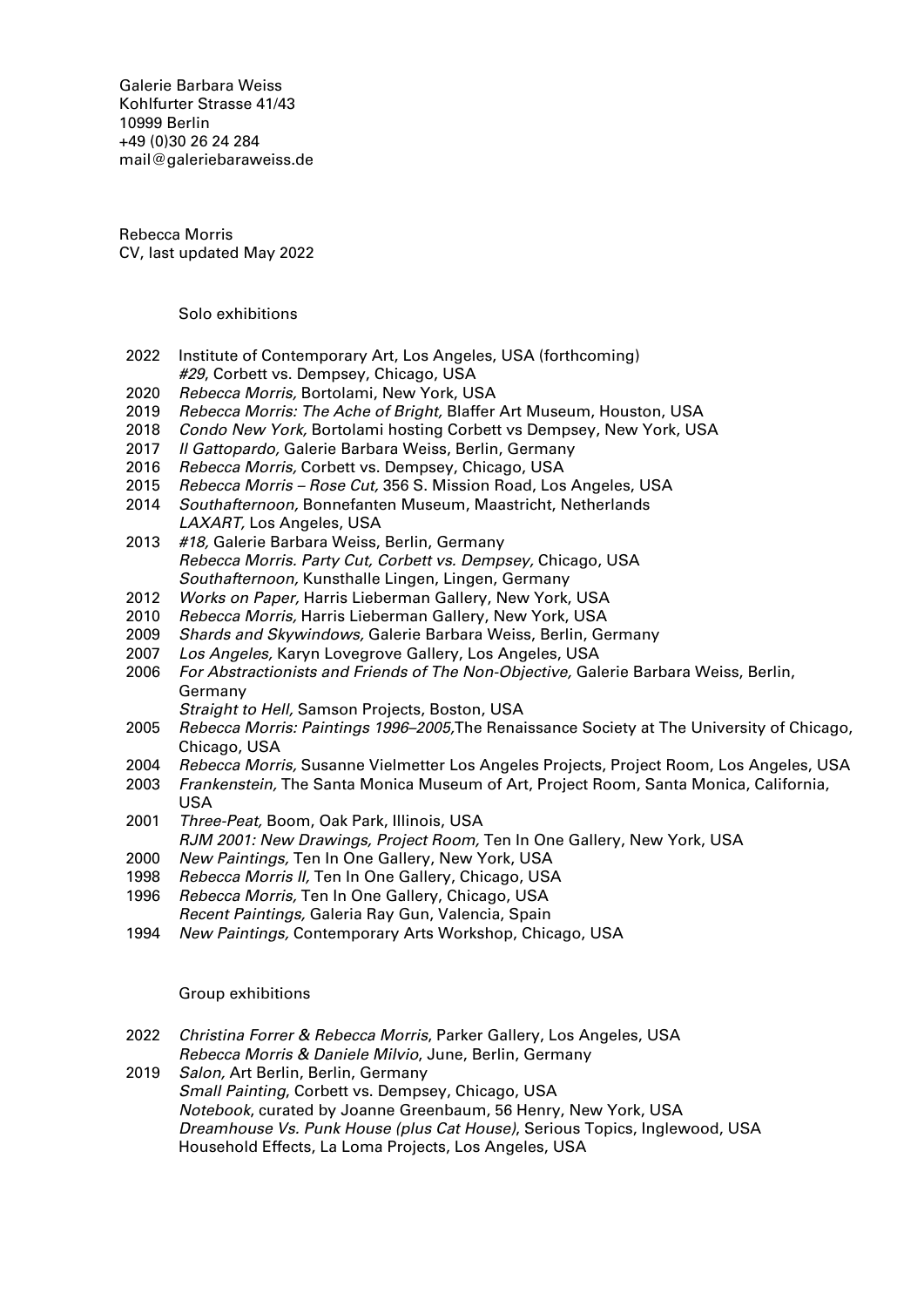Galerie Barbara Weiss
Kohlfurter Strasse 41/43
10999 Berlin
+49 (0)30 26 24 284
mail@galeriebaraweiss.de

Rebecca Morris
CV, last updated May 2022

## Solo exhibitions

2022 Institute of Contemporary Art, Los Angeles, USA (forthcoming)
*#29*, Corbett vs. Dempsey, Chicago, USA
2020 *Rebecca Morris,* Bortolami, New York, USA
2019 *Rebecca Morris: The Ache of Bright,* Blaffer Art Museum, Houston, USA
2018 *Condo New York,* Bortolami hosting Corbett vs Dempsey, New York, USA
2017 *Il Gattopardo,* Galerie Barbara Weiss, Berlin, Germany
2016 *Rebecca Morris,* Corbett vs. Dempsey, Chicago, USA
2015 *Rebecca Morris – Rose Cut,* 356 S. Mission Road, Los Angeles, USA
2014 *Southafternoon,* Bonnefanten Museum, Maastricht, Netherlands
*LAXART,* Los Angeles, USA
2013 *#18,* Galerie Barbara Weiss, Berlin, Germany
*Rebecca Morris. Party Cut, Corbett vs. Dempsey,* Chicago, USA
*Southafternoon,* Kunsthalle Lingen, Lingen, Germany
2012 *Works on Paper,* Harris Lieberman Gallery, New York, USA
2010 *Rebecca Morris,* Harris Lieberman Gallery, New York, USA
2009 *Shards and Skywindows,* Galerie Barbara Weiss, Berlin, Germany
2007 *Los Angeles,* Karyn Lovegrove Gallery, Los Angeles, USA
2006 *For Abstractionists and Friends of The Non-Objective,* Galerie Barbara Weiss, Berlin, Germany
*Straight to Hell,* Samson Projects, Boston, USA
2005 *Rebecca Morris: Paintings 1996–2005,*The Renaissance Society at The University of Chicago, Chicago, USA
2004 *Rebecca Morris,* Susanne Vielmetter Los Angeles Projects, Project Room, Los Angeles, USA
2003 *Frankenstein,* The Santa Monica Museum of Art, Project Room, Santa Monica, California, USA
2001 *Three-Peat,* Boom, Oak Park, Illinois, USA
*RJM 2001: New Drawings, Project Room,* Ten In One Gallery, New York, USA
2000 *New Paintings,* Ten In One Gallery, New York, USA
1998 *Rebecca Morris II,* Ten In One Gallery, Chicago, USA
1996 *Rebecca Morris,* Ten In One Gallery, Chicago, USA
*Recent Paintings,* Galeria Ray Gun, Valencia, Spain
1994 *New Paintings,* Contemporary Arts Workshop, Chicago, USA

## Group exhibitions

2022 *Christina Forrer & Rebecca Morris*, Parker Gallery, Los Angeles, USA
*Rebecca Morris & Daniele Milvio*, June, Berlin, Germany
2019 *Salon,* Art Berlin, Berlin, Germany
*Small Painting*, Corbett vs. Dempsey, Chicago, USA
*Notebook*, curated by Joanne Greenbaum, 56 Henry, New York, USA
*Dreamhouse Vs. Punk House (plus Cat House)*, Serious Topics, Inglewood, USA
Household Effects, La Loma Projects, Los Angeles, USA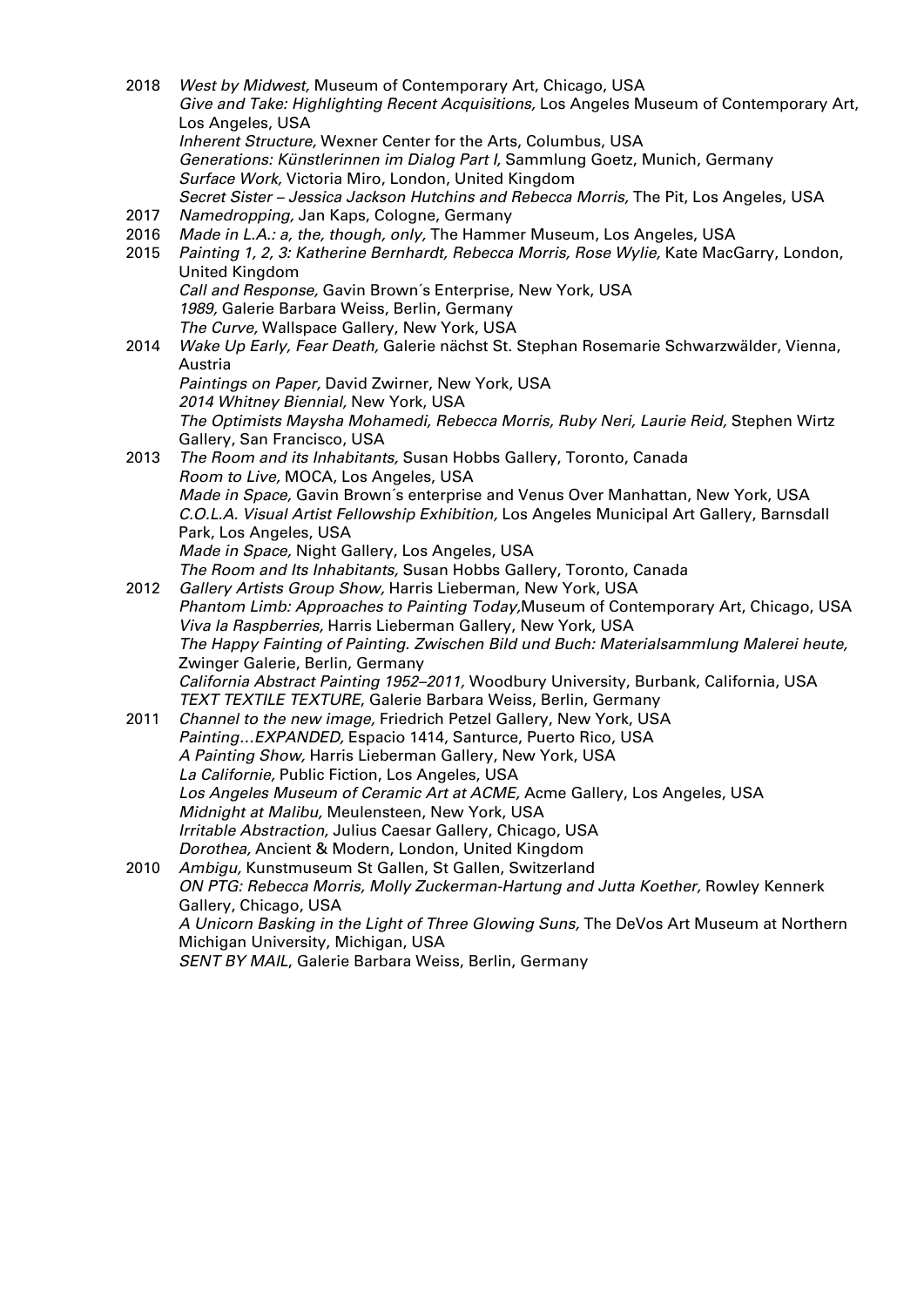2018 *West by Midwest,* Museum of Contemporary Art, Chicago, USA
*Give and Take: Highlighting Recent Acquisitions,* Los Angeles Museum of Contemporary Art, Los Angeles, USA
*Inherent Structure,* Wexner Center for the Arts, Columbus, USA
*Generations: Künstlerinnen im Dialog Part I,* Sammlung Goetz, Munich, Germany
*Surface Work,* Victoria Miro, London, United Kingdom
*Secret Sister – Jessica Jackson Hutchins and Rebecca Morris,* The Pit, Los Angeles, USA

2017 *Namedropping,* Jan Kaps, Cologne, Germany

2016 *Made in L.A.: a, the, though, only,* The Hammer Museum, Los Angeles, USA

2015 *Painting 1, 2, 3: Katherine Bernhardt, Rebecca Morris, Rose Wylie,* Kate MacGarry, London, United Kingdom
*Call and Response,* Gavin Brown´s Enterprise, New York, USA
*1989,* Galerie Barbara Weiss, Berlin, Germany
*The Curve,* Wallspace Gallery, New York, USA

2014 *Wake Up Early, Fear Death,* Galerie nächst St. Stephan Rosemarie Schwarzwälder, Vienna, Austria
*Paintings on Paper,* David Zwirner, New York, USA
*2014 Whitney Biennial,* New York, USA
*The Optimists Maysha Mohamedi, Rebecca Morris, Ruby Neri, Laurie Reid,* Stephen Wirtz Gallery, San Francisco, USA

2013 *The Room and its Inhabitants,* Susan Hobbs Gallery, Toronto, Canada
*Room to Live,* MOCA, Los Angeles, USA
*Made in Space,* Gavin Brown´s enterprise and Venus Over Manhattan, New York, USA
*C.O.L.A. Visual Artist Fellowship Exhibition,* Los Angeles Municipal Art Gallery, Barnsdall Park, Los Angeles, USA
*Made in Space,* Night Gallery, Los Angeles, USA
*The Room and Its Inhabitants,* Susan Hobbs Gallery, Toronto, Canada

2012 *Gallery Artists Group Show,* Harris Lieberman, New York, USA
*Phantom Limb: Approaches to Painting Today,*Museum of Contemporary Art, Chicago, USA
*Viva la Raspberries,* Harris Lieberman Gallery, New York, USA
*The Happy Fainting of Painting. Zwischen Bild und Buch: Materialsammlung Malerei heute,* Zwinger Galerie, Berlin, Germany
*California Abstract Painting 1952–2011,* Woodbury University, Burbank, California, USA
*TEXT TEXTILE TEXTURE*, Galerie Barbara Weiss, Berlin, Germany

2011 *Channel to the new image,* Friedrich Petzel Gallery, New York, USA
*Painting…EXPANDED,* Espacio 1414, Santurce, Puerto Rico, USA
*A Painting Show,* Harris Lieberman Gallery, New York, USA
*La Californie,* Public Fiction, Los Angeles, USA
*Los Angeles Museum of Ceramic Art at ACME,* Acme Gallery, Los Angeles, USA
*Midnight at Malibu,* Meulensteen, New York, USA
*Irritable Abstraction,* Julius Caesar Gallery, Chicago, USA
*Dorothea,* Ancient & Modern, London, United Kingdom

2010 *Ambigu,* Kunstmuseum St Gallen, St Gallen, Switzerland
*ON PTG: Rebecca Morris, Molly Zuckerman-Hartung and Jutta Koether,* Rowley Kennerk Gallery, Chicago, USA
*A Unicorn Basking in the Light of Three Glowing Suns,* The DeVos Art Museum at Northern Michigan University, Michigan, USA
*SENT BY MAIL*, Galerie Barbara Weiss, Berlin, Germany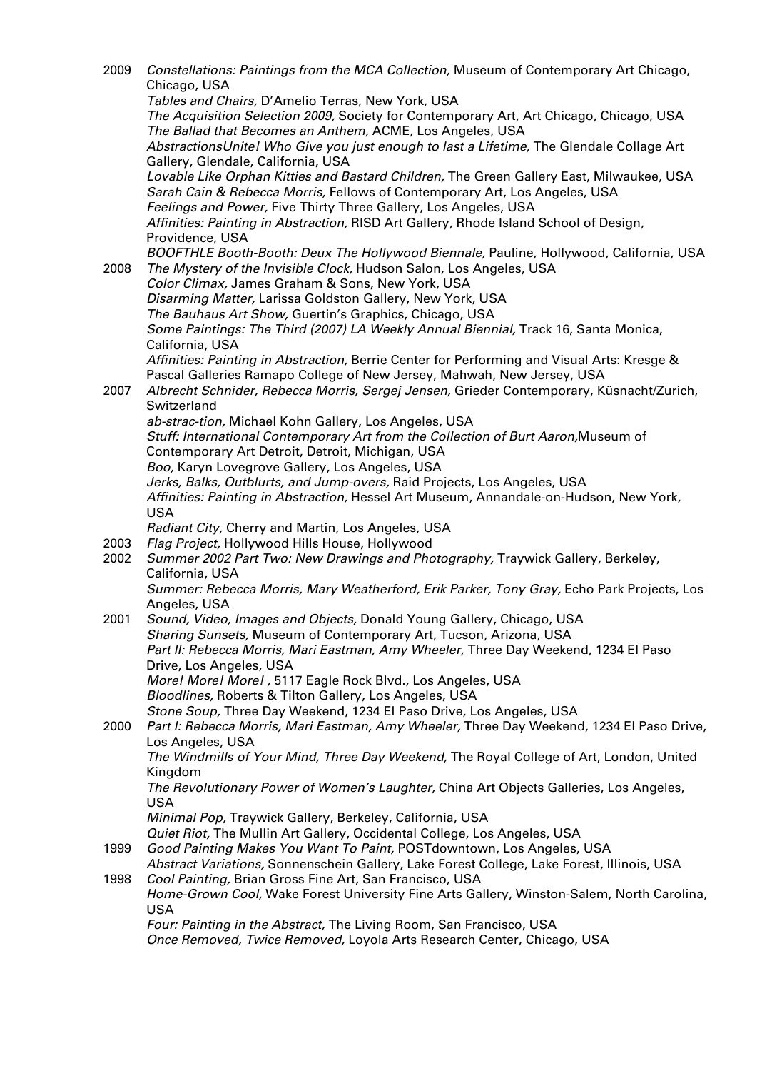2009 *Constellations: Paintings from the MCA Collection,* Museum of Contemporary Art Chicago, Chicago, USA
*Tables and Chairs,* D'Amelio Terras, New York, USA
*The Acquisition Selection 2009,* Society for Contemporary Art, Art Chicago, Chicago, USA
*The Ballad that Becomes an Anthem,* ACME, Los Angeles, USA
*AbstractionsUnite! Who Give you just enough to last a Lifetime,* The Glendale Collage Art Gallery, Glendale, California, USA
*Lovable Like Orphan Kitties and Bastard Children,* The Green Gallery East, Milwaukee, USA
*Sarah Cain & Rebecca Morris,* Fellows of Contemporary Art, Los Angeles, USA
*Feelings and Power,* Five Thirty Three Gallery, Los Angeles, USA
*Affinities: Painting in Abstraction,* RISD Art Gallery, Rhode Island School of Design, Providence, USA
*BOOFTHLE Booth-Booth: Deux The Hollywood Biennale,* Pauline, Hollywood, California, USA

2008 *The Mystery of the Invisible Clock,* Hudson Salon, Los Angeles, USA
*Color Climax,* James Graham & Sons, New York, USA
*Disarming Matter,* Larissa Goldston Gallery, New York, USA
*The Bauhaus Art Show,* Guertin's Graphics, Chicago, USA
*Some Paintings: The Third (2007) LA Weekly Annual Biennial,* Track 16, Santa Monica, California, USA
*Affinities: Painting in Abstraction,* Berrie Center for Performing and Visual Arts: Kresge & Pascal Galleries Ramapo College of New Jersey, Mahwah, New Jersey, USA

2007 *Albrecht Schnider, Rebecca Morris, Sergej Jensen,* Grieder Contemporary, Küsnacht/Zurich, Switzerland
*ab-strac-tion,* Michael Kohn Gallery, Los Angeles, USA
*Stuff: International Contemporary Art from the Collection of Burt Aaron,*Museum of Contemporary Art Detroit, Detroit, Michigan, USA
*Boo,* Karyn Lovegrove Gallery, Los Angeles, USA
*Jerks, Balks, Outblurts, and Jump-overs,* Raid Projects, Los Angeles, USA
*Affinities: Painting in Abstraction,* Hessel Art Museum, Annandale-on-Hudson, New York, USA
*Radiant City,* Cherry and Martin, Los Angeles, USA

2003 *Flag Project,* Hollywood Hills House, Hollywood

2002 *Summer 2002 Part Two: New Drawings and Photography,* Traywick Gallery, Berkeley, California, USA
*Summer: Rebecca Morris, Mary Weatherford, Erik Parker, Tony Gray,* Echo Park Projects, Los Angeles, USA

2001 *Sound, Video, Images and Objects,* Donald Young Gallery, Chicago, USA
*Sharing Sunsets,* Museum of Contemporary Art, Tucson, Arizona, USA
*Part II: Rebecca Morris, Mari Eastman, Amy Wheeler,* Three Day Weekend, 1234 El Paso Drive, Los Angeles, USA
*More! More! More! ,* 5117 Eagle Rock Blvd., Los Angeles, USA
*Bloodlines,* Roberts & Tilton Gallery, Los Angeles, USA
*Stone Soup,* Three Day Weekend, 1234 El Paso Drive, Los Angeles, USA

2000 *Part I: Rebecca Morris, Mari Eastman, Amy Wheeler,* Three Day Weekend, 1234 El Paso Drive, Los Angeles, USA
*The Windmills of Your Mind, Three Day Weekend,* The Royal College of Art, London, United Kingdom
*The Revolutionary Power of Women's Laughter,* China Art Objects Galleries, Los Angeles, USA
*Minimal Pop,* Traywick Gallery, Berkeley, California, USA
*Quiet Riot,* The Mullin Art Gallery, Occidental College, Los Angeles, USA

1999 *Good Painting Makes You Want To Paint,* POSTdowntown, Los Angeles, USA
*Abstract Variations,* Sonnenschein Gallery, Lake Forest College, Lake Forest, Illinois, USA

1998 *Cool Painting,* Brian Gross Fine Art, San Francisco, USA
*Home-Grown Cool,* Wake Forest University Fine Arts Gallery, Winston-Salem, North Carolina, USA
*Four: Painting in the Abstract,* The Living Room, San Francisco, USA
*Once Removed, Twice Removed,* Loyola Arts Research Center, Chicago, USA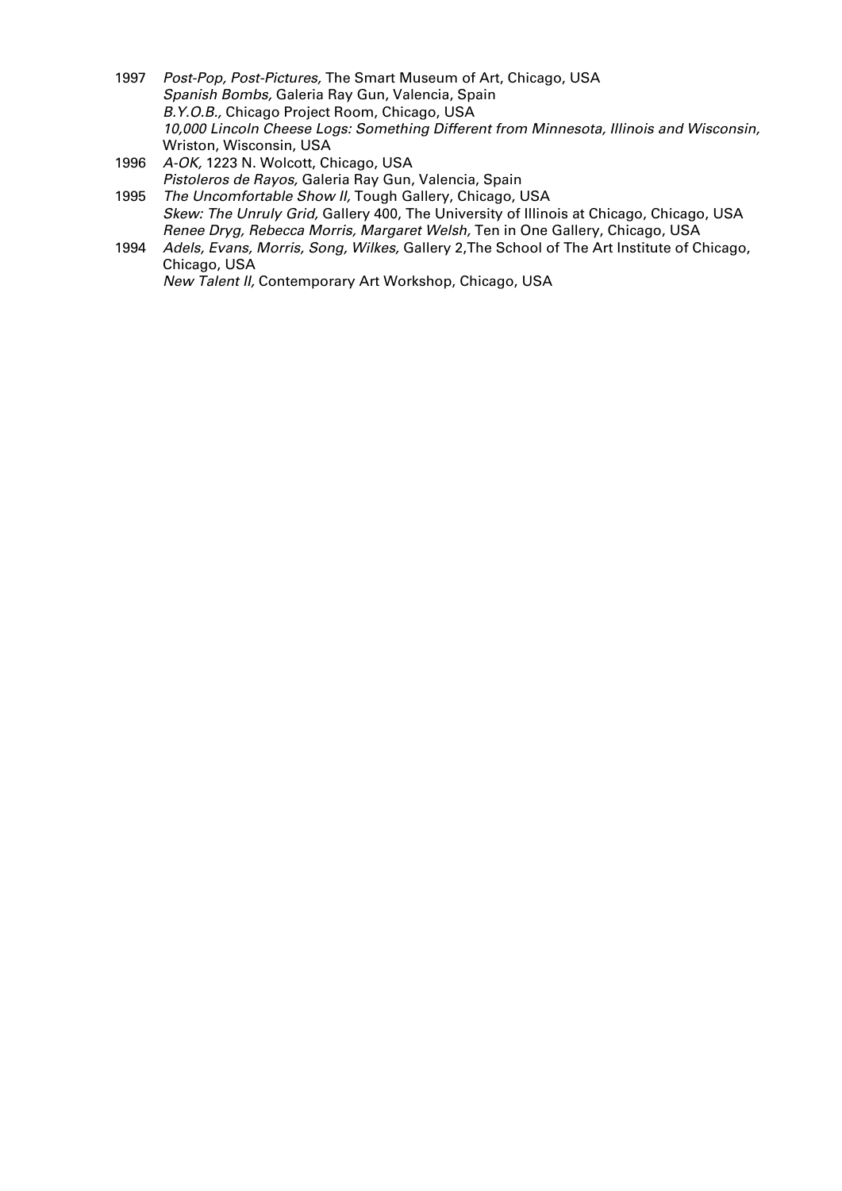1997 *Post-Pop, Post-Pictures,* The Smart Museum of Art, Chicago, USA
*Spanish Bombs,* Galeria Ray Gun, Valencia, Spain
*B.Y.O.B.,* Chicago Project Room, Chicago, USA
*10,000 Lincoln Cheese Logs: Something Different from Minnesota, Illinois and Wisconsin,* Wriston, Wisconsin, USA

1996 *A-OK,* 1223 N. Wolcott, Chicago, USA
*Pistoleros de Rayos,* Galeria Ray Gun, Valencia, Spain

1995 *The Uncomfortable Show II,* Tough Gallery, Chicago, USA
*Skew: The Unruly Grid,* Gallery 400, The University of Illinois at Chicago, Chicago, USA
*Renee Dryg, Rebecca Morris, Margaret Welsh,* Ten in One Gallery, Chicago, USA

1994 *Adels, Evans, Morris, Song, Wilkes,* Gallery 2,The School of The Art Institute of Chicago, Chicago, USA
*New Talent II,* Contemporary Art Workshop, Chicago, USA